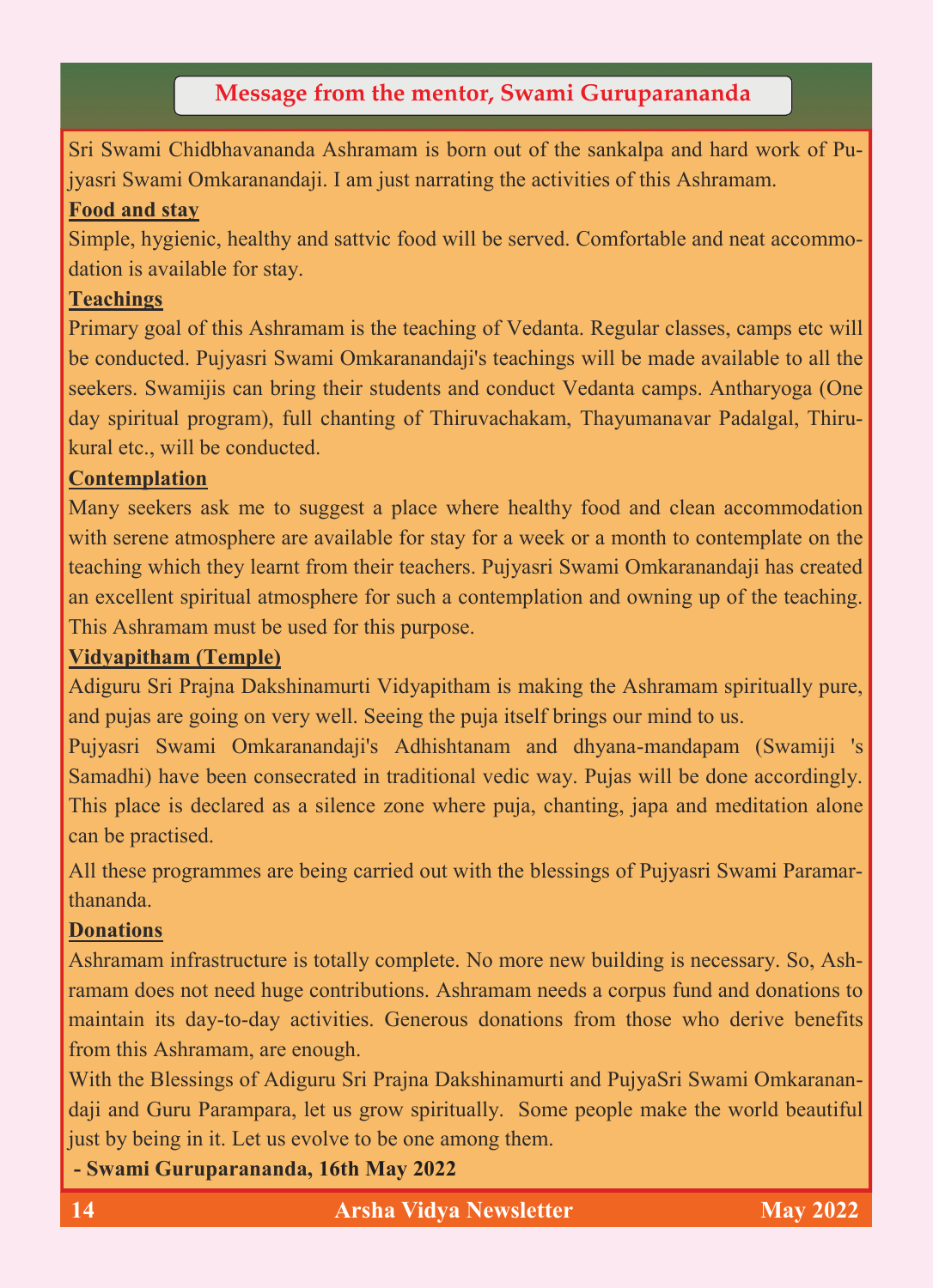## Message from the mentor, Swami Guruparananda

Sri Swami Chidbhavananda Ashramam is born out of the sankalpa and hard work of Pujyasri Swami Omkaranandaji. I am just narrating the activities of this Ashramam.

**Food and stay**

Simple, hygienic, healthy and sattvic food will be served. Comfortable and neat accommodation is available for stay.

**Teachings**

Primary goal of this Ashramam is the teaching of Vedanta. Regular classes, camps etc will be conducted. Pujyasri Swami Omkaranandaji's teachings will be made available to all the seekers. Swamijis can bring their students and conduct Vedanta camps. Antharyoga (One day spiritual program), full chanting of Thiruvachakam, Thayumanavar Padalgal, Thirukural etc., will be conducted.

**Contemplation**

Many seekers ask me to suggest a place where healthy food and clean accommodation with serene atmosphere are available for stay for a week or a month to contemplate on the teaching which they learnt from their teachers. Pujyasri Swami Omkaranandaji has created an excellent spiritual atmosphere for such a contemplation and owning up of the teaching. This Ashramam must be used for this purpose.

**Vidyapitham (Temple)**

Adiguru Sri Prajna Dakshinamurti Vidyapitham is making the Ashramam spiritually pure, and pujas are going on very well. Seeing the puja itself brings our mind to us.

Pujyasri Swami Omkaranandaji's Adhishtanam and dhyana-mandapam (Swamiji 's Samadhi) have been consecrated in traditional vedic way. Pujas will be done accordingly. This place is declared as a silence zone where puja, chanting, japa and meditation alone can be practised.

All these programmes are being carried out with the blessings of Pujyasri Swami Paramarthananda.

**Donations**

Ashramam infrastructure is totally complete. No more new building is necessary. So, Ashramam does not need huge contributions. Ashramam needs a corpus fund and donations to maintain its day-to-day activities. Generous donations from those who derive benefits from this Ashramam, are enough.

With the Blessings of Adiguru Sri Prajna Dakshinamurti and PujyaSri Swami Omkaranandaji and Guru Parampara, let us grow spiritually. Some people make the world beautiful just by being in it. Let us evolve to be one among them.

**- Swami Guruparananda, 16th May 2022**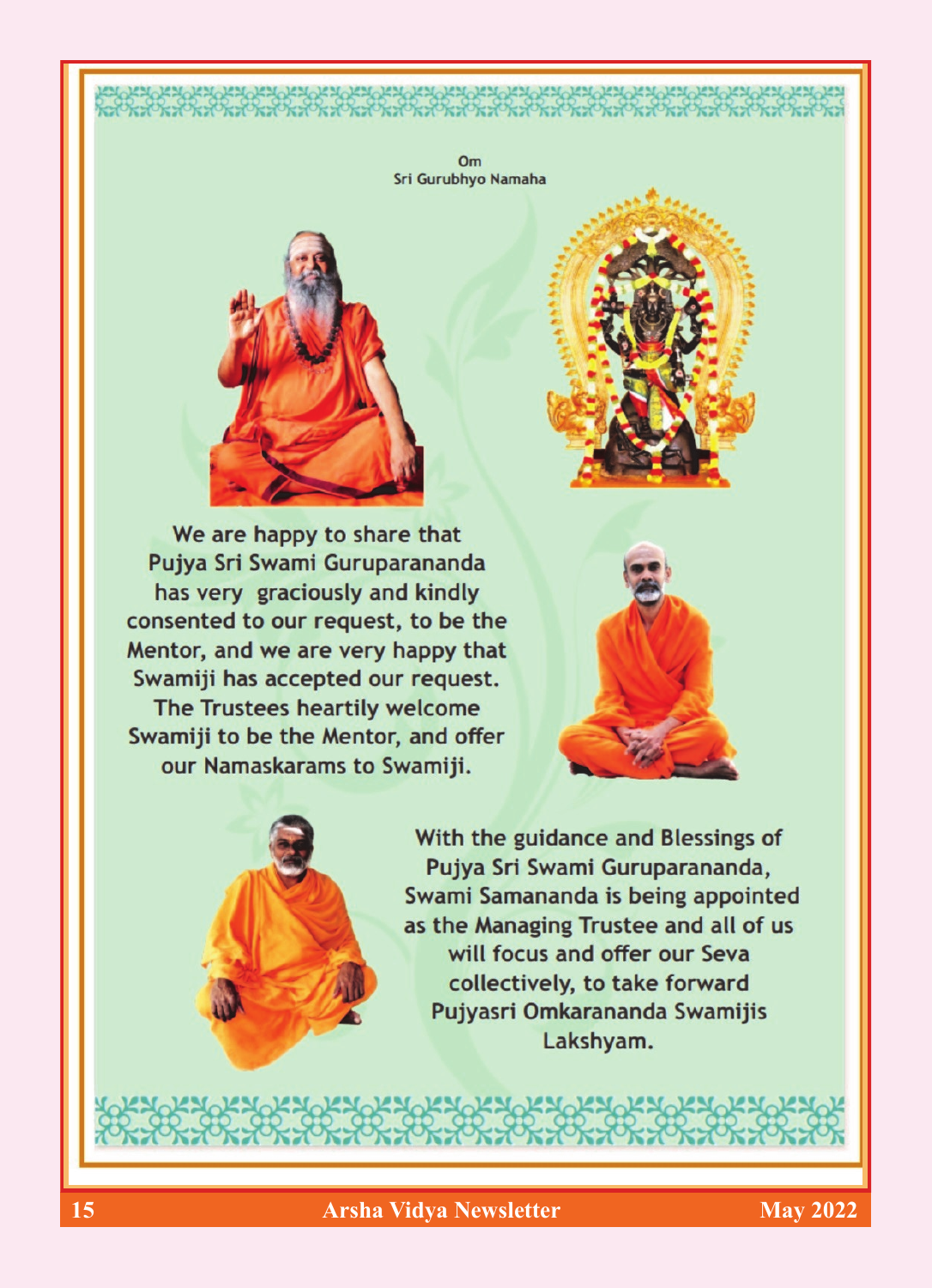Om
Sri Gurubhyo Namaha

We are happy to share that Pujya Sri Swami Guruparananda has very graciously and kindly consented to our request, to be the Mentor, and we are very happy that Swamiji has accepted our request. The Trustees heartily welcome Swamiji to be the Mentor, and offer our Namaskarams to Swamiji.

With the guidance and Blessings of Pujya Sri Swami Guruparananda, Swami Samananda is being appointed as the Managing Trustee and all of us will focus and offer our Seva collectively, to take forward Pujyasri Omkarananda Swamijis Lakshyam.